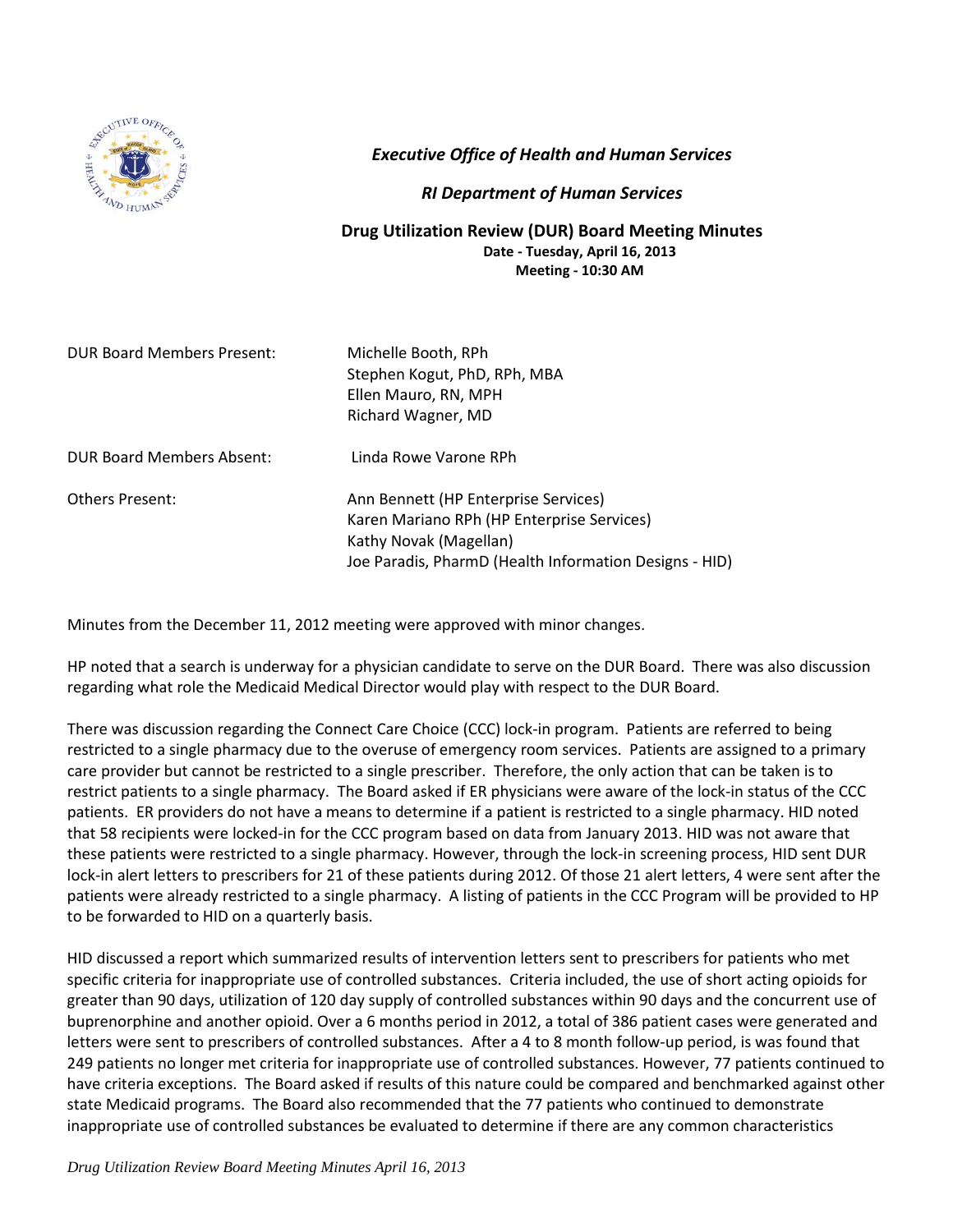***Executive Office of Health and Human Services***

***RI Department of Human Services***

**Drug Utilization Review (DUR) Board Meeting Minutes**
**Date - Tuesday, April 16, 2013**
**Meeting - 10:30 AM**

| | |
|---|---|
| DUR Board Members Present: | Michelle Booth, RPh<br>Stephen Kogut, PhD, RPh, MBA<br>Ellen Mauro, RN, MPH<br>Richard Wagner, MD |
| DUR Board Members Absent: | Linda Rowe Varone RPh |
| Others Present: | Ann Bennett (HP Enterprise Services)<br>Karen Mariano RPh (HP Enterprise Services)<br>Kathy Novak (Magellan)<br>Joe Paradis, PharmD (Health Information Designs - HID) |

Minutes from the December 11, 2012 meeting were approved with minor changes.

HP noted that a search is underway for a physician candidate to serve on the DUR Board. There was also discussion regarding what role the Medicaid Medical Director would play with respect to the DUR Board.

There was discussion regarding the Connect Care Choice (CCC) lock-in program. Patients are referred to being restricted to a single pharmacy due to the overuse of emergency room services. Patients are assigned to a primary care provider but cannot be restricted to a single prescriber. Therefore, the only action that can be taken is to restrict patients to a single pharmacy. The Board asked if ER physicians were aware of the lock-in status of the CCC patients. ER providers do not have a means to determine if a patient is restricted to a single pharmacy. HID noted that 58 recipients were locked-in for the CCC program based on data from January 2013. HID was not aware that these patients were restricted to a single pharmacy. However, through the lock-in screening process, HID sent DUR lock-in alert letters to prescribers for 21 of these patients during 2012. Of those 21 alert letters, 4 were sent after the patients were already restricted to a single pharmacy. A listing of patients in the CCC Program will be provided to HP to be forwarded to HID on a quarterly basis.

HID discussed a report which summarized results of intervention letters sent to prescribers for patients who met specific criteria for inappropriate use of controlled substances. Criteria included, the use of short acting opioids for greater than 90 days, utilization of 120 day supply of controlled substances within 90 days and the concurrent use of buprenorphine and another opioid. Over a 6 months period in 2012, a total of 386 patient cases were generated and letters were sent to prescribers of controlled substances. After a 4 to 8 month follow-up period, is was found that 249 patients no longer met criteria for inappropriate use of controlled substances. However, 77 patients continued to have criteria exceptions. The Board asked if results of this nature could be compared and benchmarked against other state Medicaid programs. The Board also recommended that the 77 patients who continued to demonstrate inappropriate use of controlled substances be evaluated to determine if there are any common characteristics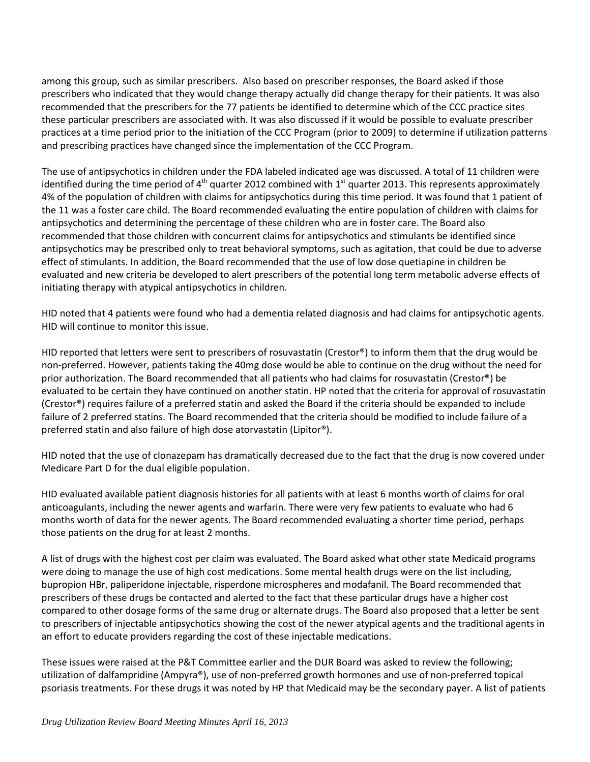among this group, such as similar prescribers. Also based on prescriber responses, the Board asked if those prescribers who indicated that they would change therapy actually did change therapy for their patients. It was also recommended that the prescribers for the 77 patients be identified to determine which of the CCC practice sites these particular prescribers are associated with. It was also discussed if it would be possible to evaluate prescriber practices at a time period prior to the initiation of the CCC Program (prior to 2009) to determine if utilization patterns and prescribing practices have changed since the implementation of the CCC Program.

The use of antipsychotics in children under the FDA labeled indicated age was discussed. A total of 11 children were identified during the time period of 4th quarter 2012 combined with 1st quarter 2013. This represents approximately 4% of the population of children with claims for antipsychotics during this time period. It was found that 1 patient of the 11 was a foster care child. The Board recommended evaluating the entire population of children with claims for antipsychotics and determining the percentage of these children who are in foster care. The Board also recommended that those children with concurrent claims for antipsychotics and stimulants be identified since antipsychotics may be prescribed only to treat behavioral symptoms, such as agitation, that could be due to adverse effect of stimulants. In addition, the Board recommended that the use of low dose quetiapine in children be evaluated and new criteria be developed to alert prescribers of the potential long term metabolic adverse effects of initiating therapy with atypical antipsychotics in children.

HID noted that 4 patients were found who had a dementia related diagnosis and had claims for antipsychotic agents. HID will continue to monitor this issue.

HID reported that letters were sent to prescribers of rosuvastatin (Crestor®) to inform them that the drug would be non-preferred. However, patients taking the 40mg dose would be able to continue on the drug without the need for prior authorization. The Board recommended that all patients who had claims for rosuvastatin (Crestor®) be evaluated to be certain they have continued on another statin. HP noted that the criteria for approval of rosuvastatin (Crestor®) requires failure of a preferred statin and asked the Board if the criteria should be expanded to include failure of 2 preferred statins. The Board recommended that the criteria should be modified to include failure of a preferred statin and also failure of high dose atorvastatin (Lipitor®).

HID noted that the use of clonazepam has dramatically decreased due to the fact that the drug is now covered under Medicare Part D for the dual eligible population.

HID evaluated available patient diagnosis histories for all patients with at least 6 months worth of claims for oral anticoagulants, including the newer agents and warfarin. There were very few patients to evaluate who had 6 months worth of data for the newer agents. The Board recommended evaluating a shorter time period, perhaps those patients on the drug for at least 2 months.

A list of drugs with the highest cost per claim was evaluated. The Board asked what other state Medicaid programs were doing to manage the use of high cost medications. Some mental health drugs were on the list including, bupropion HBr, paliperidone injectable, risperdone microspheres and modafanil. The Board recommended that prescribers of these drugs be contacted and alerted to the fact that these particular drugs have a higher cost compared to other dosage forms of the same drug or alternate drugs. The Board also proposed that a letter be sent to prescribers of injectable antipsychotics showing the cost of the newer atypical agents and the traditional agents in an effort to educate providers regarding the cost of these injectable medications.

These issues were raised at the P&T Committee earlier and the DUR Board was asked to review the following; utilization of dalfampridine (Ampyra®), use of non-preferred growth hormones and use of non-preferred topical psoriasis treatments. For these drugs it was noted by HP that Medicaid may be the secondary payer. A list of patients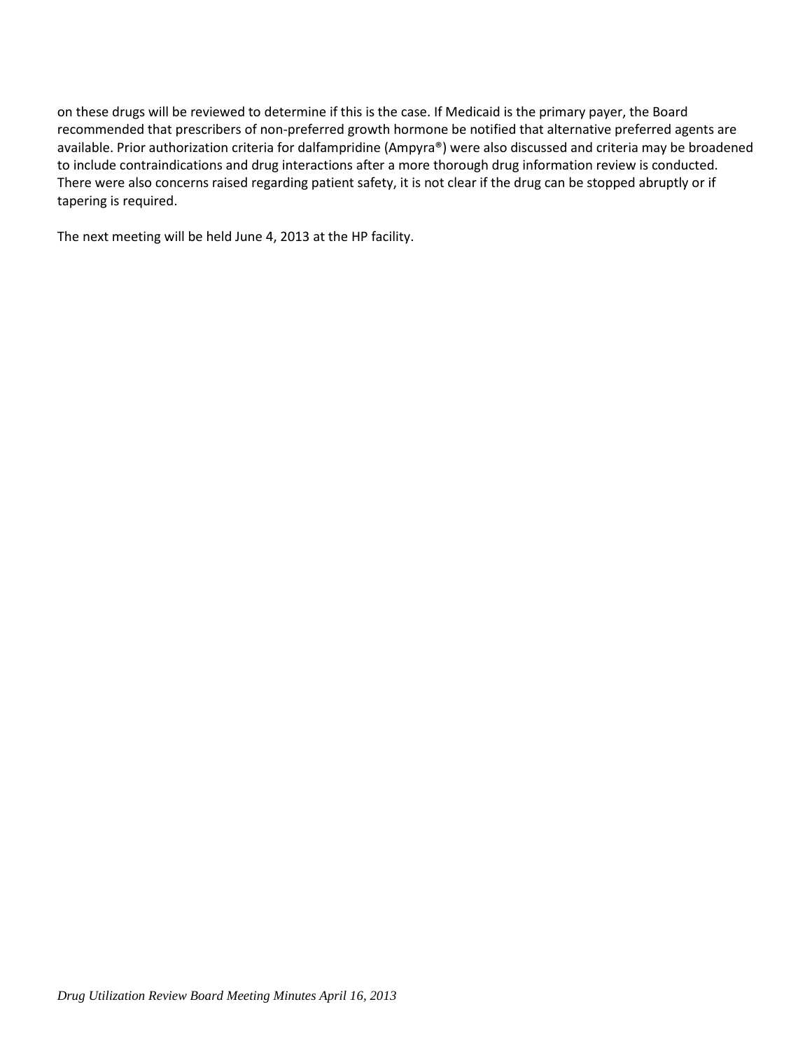on these drugs will be reviewed to determine if this is the case. If Medicaid is the primary payer, the Board recommended that prescribers of non-preferred growth hormone be notified that alternative preferred agents are available. Prior authorization criteria for dalfampridine (Ampyra®) were also discussed and criteria may be broadened to include contraindications and drug interactions after a more thorough drug information review is conducted. There were also concerns raised regarding patient safety, it is not clear if the drug can be stopped abruptly or if tapering is required.

The next meeting will be held June 4, 2013 at the HP facility.